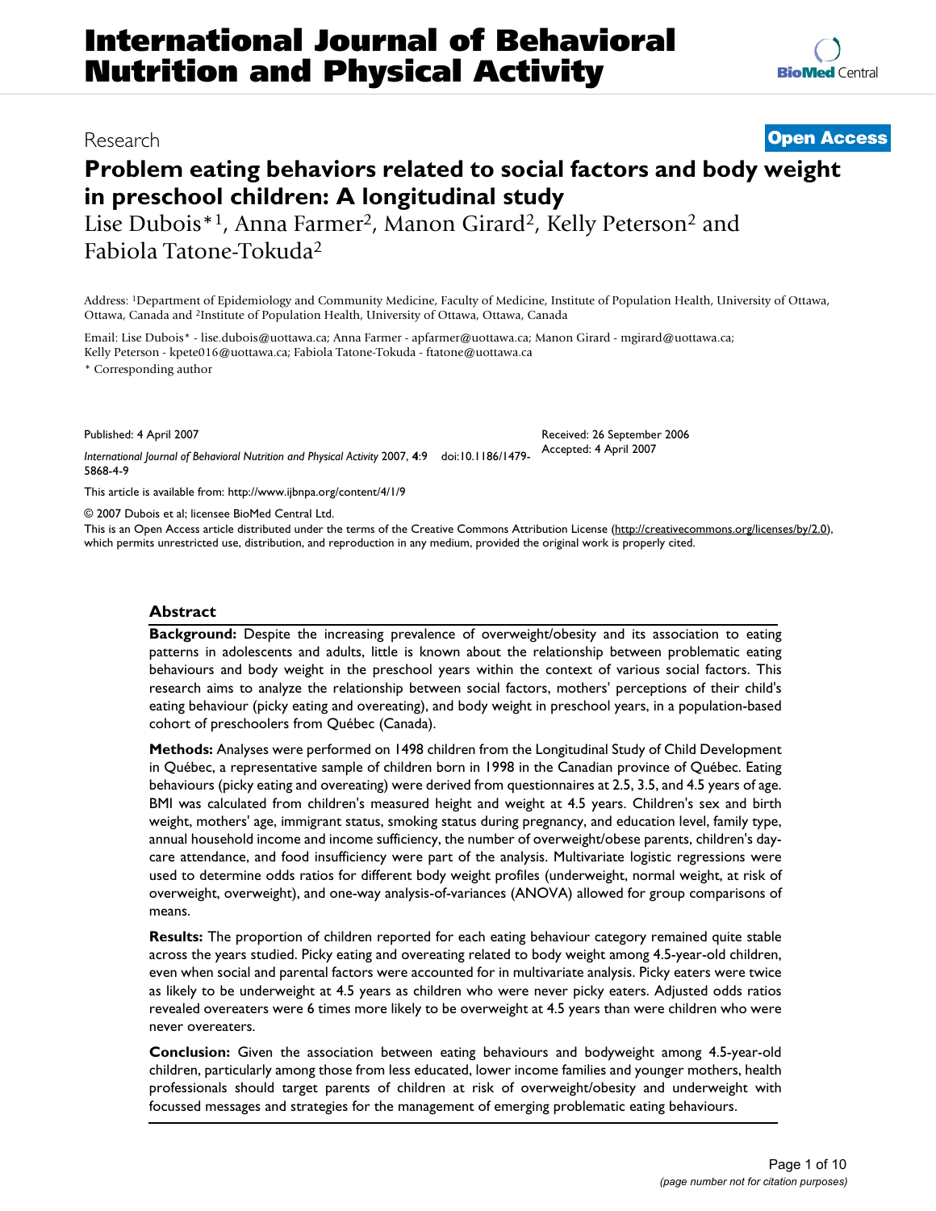# International Journal of Behavioral Nutrition and Physical Activity

Research

**Open Access**

# Problem eating behaviors related to social factors and body weight in preschool children: A longitudinal study

Lise Dubois*[1], Anna Farmer[2], Manon Girard[2], Kelly Peterson[2] and Fabiola Tatone-Tokuda[2]

Address: [1]Department of Epidemiology and Community Medicine, Faculty of Medicine, Institute of Population Health, University of Ottawa, Ottawa, Canada and [2]Institute of Population Health, University of Ottawa, Ottawa, Canada

Email: Lise Dubois* - lise.dubois@uottawa.ca; Anna Farmer - apfarmer@uottawa.ca; Manon Girard - mgirard@uottawa.ca; Kelly Peterson - kpete016@uottawa.ca; Fabiola Tatone-Tokuda - ftatone@uottawa.ca

* Corresponding author

Published: 4 April 2007

*International Journal of Behavioral Nutrition and Physical Activity* 2007, **4**:9 doi:10.1186/1479-5868-4-9

Received: 26 September 2006
Accepted: 4 April 2007

This article is available from: http://www.ijbnpa.org/content/4/1/9

© 2007 Dubois et al; licensee BioMed Central Ltd.
This is an Open Access article distributed under the terms of the Creative Commons Attribution License (http://creativecommons.org/licenses/by/2.0), which permits unrestricted use, distribution, and reproduction in any medium, provided the original work is properly cited.

## Abstract

**Background:** Despite the increasing prevalence of overweight/obesity and its association to eating patterns in adolescents and adults, little is known about the relationship between problematic eating behaviours and body weight in the preschool years within the context of various social factors. This research aims to analyze the relationship between social factors, mothers' perceptions of their child's eating behaviour (picky eating and overeating), and body weight in preschool years, in a population-based cohort of preschoolers from Québec (Canada).

**Methods:** Analyses were performed on 1498 children from the Longitudinal Study of Child Development in Québec, a representative sample of children born in 1998 in the Canadian province of Québec. Eating behaviours (picky eating and overeating) were derived from questionnaires at 2.5, 3.5, and 4.5 years of age. BMI was calculated from children's measured height and weight at 4.5 years. Children's sex and birth weight, mothers' age, immigrant status, smoking status during pregnancy, and education level, family type, annual household income and income sufficiency, the number of overweight/obese parents, children's day-care attendance, and food insufficiency were part of the analysis. Multivariate logistic regressions were used to determine odds ratios for different body weight profiles (underweight, normal weight, at risk of overweight, overweight), and one-way analysis-of-variances (ANOVA) allowed for group comparisons of means.

**Results:** The proportion of children reported for each eating behaviour category remained quite stable across the years studied. Picky eating and overeating related to body weight among 4.5-year-old children, even when social and parental factors were accounted for in multivariate analysis. Picky eaters were twice as likely to be underweight at 4.5 years as children who were never picky eaters. Adjusted odds ratios revealed overeaters were 6 times more likely to be overweight at 4.5 years than were children who were never overeaters.

**Conclusion:** Given the association between eating behaviours and bodyweight among 4.5-year-old children, particularly among those from less educated, lower income families and younger mothers, health professionals should target parents of children at risk of overweight/obesity and underweight with focussed messages and strategies for the management of emerging problematic eating behaviours.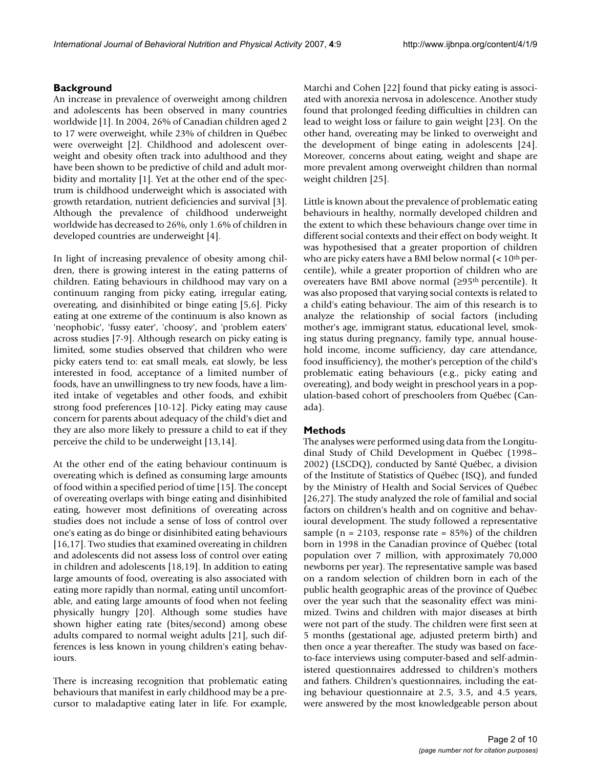## Background

An increase in prevalence of overweight among children and adolescents has been observed in many countries worldwide [1]. In 2004, 26% of Canadian children aged 2 to 17 were overweight, while 23% of children in Québec were overweight [2]. Childhood and adolescent overweight and obesity often track into adulthood and they have been shown to be predictive of child and adult morbidity and mortality [1]. Yet at the other end of the spectrum is childhood underweight which is associated with growth retardation, nutrient deficiencies and survival [3]. Although the prevalence of childhood underweight worldwide has decreased to 26%, only 1.6% of children in developed countries are underweight [4].

In light of increasing prevalence of obesity among children, there is growing interest in the eating patterns of children. Eating behaviours in childhood may vary on a continuum ranging from picky eating, irregular eating, overeating, and disinhibited or binge eating [5,6]. Picky eating at one extreme of the continuum is also known as 'neophobic', 'fussy eater', 'choosy', and 'problem eaters' across studies [7-9]. Although research on picky eating is limited, some studies observed that children who were picky eaters tend to: eat small meals, eat slowly, be less interested in food, acceptance of a limited number of foods, have an unwillingness to try new foods, have a limited intake of vegetables and other foods, and exhibit strong food preferences [10-12]. Picky eating may cause concern for parents about adequacy of the child's diet and they are also more likely to pressure a child to eat if they perceive the child to be underweight [13,14].

At the other end of the eating behaviour continuum is overeating which is defined as consuming large amounts of food within a specified period of time [15]. The concept of overeating overlaps with binge eating and disinhibited eating, however most definitions of overeating across studies does not include a sense of loss of control over one's eating as do binge or disinhibited eating behaviours [16,17]. Two studies that examined overeating in children and adolescents did not assess loss of control over eating in children and adolescents [18,19]. In addition to eating large amounts of food, overeating is also associated with eating more rapidly than normal, eating until uncomfortable, and eating large amounts of food when not feeling physically hungry [20]. Although some studies have shown higher eating rate (bites/second) among obese adults compared to normal weight adults [21], such differences is less known in young children's eating behaviours.

There is increasing recognition that problematic eating behaviours that manifest in early childhood may be a precursor to maladaptive eating later in life. For example, Marchi and Cohen [22] found that picky eating is associated with anorexia nervosa in adolescence. Another study found that prolonged feeding difficulties in children can lead to weight loss or failure to gain weight [23]. On the other hand, overeating may be linked to overweight and the development of binge eating in adolescents [24]. Moreover, concerns about eating, weight and shape are more prevalent among overweight children than normal weight children [25].

Little is known about the prevalence of problematic eating behaviours in healthy, normally developed children and the extent to which these behaviours change over time in different social contexts and their effect on body weight. It was hypothesised that a greater proportion of children who are picky eaters have a BMI below normal (< 10$^{th}$ percentile), while a greater proportion of children who are overeaters have BMI above normal (≥95$^{th}$ percentile). It was also proposed that varying social contexts is related to a child's eating behaviour. The aim of this research is to analyze the relationship of social factors (including mother's age, immigrant status, educational level, smoking status during pregnancy, family type, annual household income, income sufficiency, day care attendance, food insufficiency), the mother's perception of the child's problematic eating behaviours (e.g., picky eating and overeating), and body weight in preschool years in a population-based cohort of preschoolers from Québec (Canada).

## Methods

The analyses were performed using data from the Longitudinal Study of Child Development in Québec (1998–2002) (LSCDQ), conducted by Santé Québec, a division of the Institute of Statistics of Québec (ISQ), and funded by the Ministry of Health and Social Services of Québec [26,27]. The study analyzed the role of familial and social factors on children's health and on cognitive and behavioural development. The study followed a representative sample (n = 2103, response rate = 85%) of the children born in 1998 in the Canadian province of Québec (total population over 7 million, with approximately 70,000 newborns per year). The representative sample was based on a random selection of children born in each of the public health geographic areas of the province of Québec over the year such that the seasonality effect was minimized. Twins and children with major diseases at birth were not part of the study. The children were first seen at 5 months (gestational age, adjusted preterm birth) and then once a year thereafter. The study was based on face-to-face interviews using computer-based and self-administered questionnaires addressed to children's mothers and fathers. Children's questionnaires, including the eating behaviour questionnaire at 2.5, 3.5, and 4.5 years, were answered by the most knowledgeable person about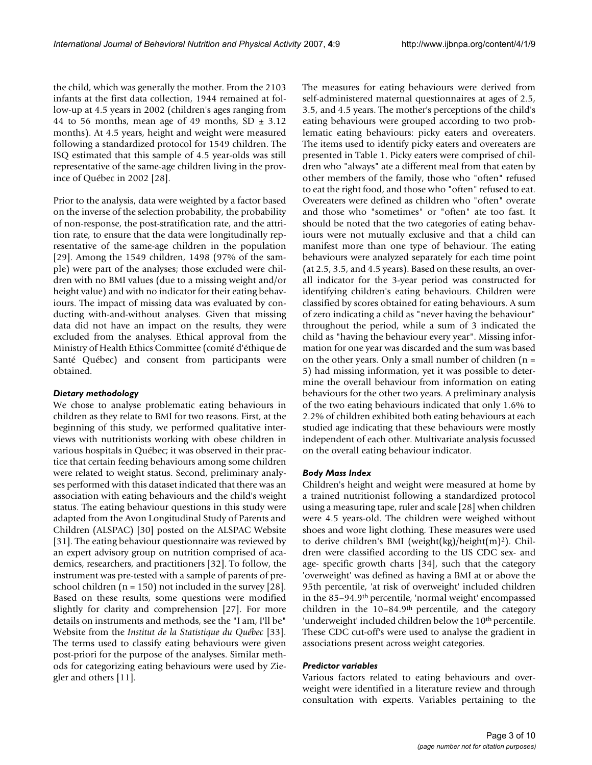the child, which was generally the mother. From the 2103 infants at the first data collection, 1944 remained at follow-up at 4.5 years in 2002 (children's ages ranging from 44 to 56 months, mean age of 49 months, SD ± 3.12 months). At 4.5 years, height and weight were measured following a standardized protocol for 1549 children. The ISQ estimated that this sample of 4.5 year-olds was still representative of the same-age children living in the province of Québec in 2002 [28].

Prior to the analysis, data were weighted by a factor based on the inverse of the selection probability, the probability of non-response, the post-stratification rate, and the attrition rate, to ensure that the data were longitudinally representative of the same-age children in the population [29]. Among the 1549 children, 1498 (97% of the sample) were part of the analyses; those excluded were children with no BMI values (due to a missing weight and/or height value) and with no indicator for their eating behaviours. The impact of missing data was evaluated by conducting with-and-without analyses. Given that missing data did not have an impact on the results, they were excluded from the analyses. Ethical approval from the Ministry of Health Ethics Committee (comité d'éthique de Santé Québec) and consent from participants were obtained.

### *Dietary methodology*

We chose to analyse problematic eating behaviours in children as they relate to BMI for two reasons. First, at the beginning of this study, we performed qualitative interviews with nutritionists working with obese children in various hospitals in Québec; it was observed in their practice that certain feeding behaviours among some children were related to weight status. Second, preliminary analyses performed with this dataset indicated that there was an association with eating behaviours and the child's weight status. The eating behaviour questions in this study were adapted from the Avon Longitudinal Study of Parents and Children (ALSPAC) [30] posted on the ALSPAC Website [31]. The eating behaviour questionnaire was reviewed by an expert advisory group on nutrition comprised of academics, researchers, and practitioners [32]. To follow, the instrument was pre-tested with a sample of parents of preschool children (n = 150) not included in the survey [28]. Based on these results, some questions were modified slightly for clarity and comprehension [27]. For more details on instruments and methods, see the "I am, I'll be" Website from the *Institut de la Statistique du Québec* [33]. The terms used to classify eating behaviours were given post-priori for the purpose of the analyses. Similar methods for categorizing eating behaviours were used by Ziegler and others [11].

The measures for eating behaviours were derived from self-administered maternal questionnaires at ages of 2.5, 3.5, and 4.5 years. The mother's perceptions of the child's eating behaviours were grouped according to two problematic eating behaviours: picky eaters and overeaters. The items used to identify picky eaters and overeaters are presented in Table 1. Picky eaters were comprised of children who "always" ate a different meal from that eaten by other members of the family, those who "often" refused to eat the right food, and those who "often" refused to eat. Overeaters were defined as children who "often" overate and those who "sometimes" or "often" ate too fast. It should be noted that the two categories of eating behaviours were not mutually exclusive and that a child can manifest more than one type of behaviour. The eating behaviours were analyzed separately for each time point (at 2.5, 3.5, and 4.5 years). Based on these results, an overall indicator for the 3-year period was constructed for identifying children's eating behaviours. Children were classified by scores obtained for eating behaviours. A sum of zero indicating a child as "never having the behaviour" throughout the period, while a sum of 3 indicated the child as "having the behaviour every year". Missing information for one year was discarded and the sum was based on the other years. Only a small number of children (n = 5) had missing information, yet it was possible to determine the overall behaviour from information on eating behaviours for the other two years. A preliminary analysis of the two eating behaviours indicated that only 1.6% to 2.2% of children exhibited both eating behaviours at each studied age indicating that these behaviours were mostly independent of each other. Multivariate analysis focussed on the overall eating behaviour indicator.

### *Body Mass Index*

Children's height and weight were measured at home by a trained nutritionist following a standardized protocol using a measuring tape, ruler and scale [28] when children were 4.5 years-old. The children were weighed without shoes and wore light clothing. These measures were used to derive children's BMI (weight(kg)/height(m)$^2$). Children were classified according to the US CDC sex- and age- specific growth charts [34], such that the category 'overweight' was defined as having a BMI at or above the 95th percentile, 'at risk of overweight' included children in the 85–94.9$^{th}$ percentile, 'normal weight' encompassed children in the 10–84.9$^{th}$ percentile, and the category 'underweight' included children below the 10$^{th}$ percentile. These CDC cut-off's were used to analyse the gradient in associations present across weight categories.

### *Predictor variables*

Various factors related to eating behaviours and overweight were identified in a literature review and through consultation with experts. Variables pertaining to the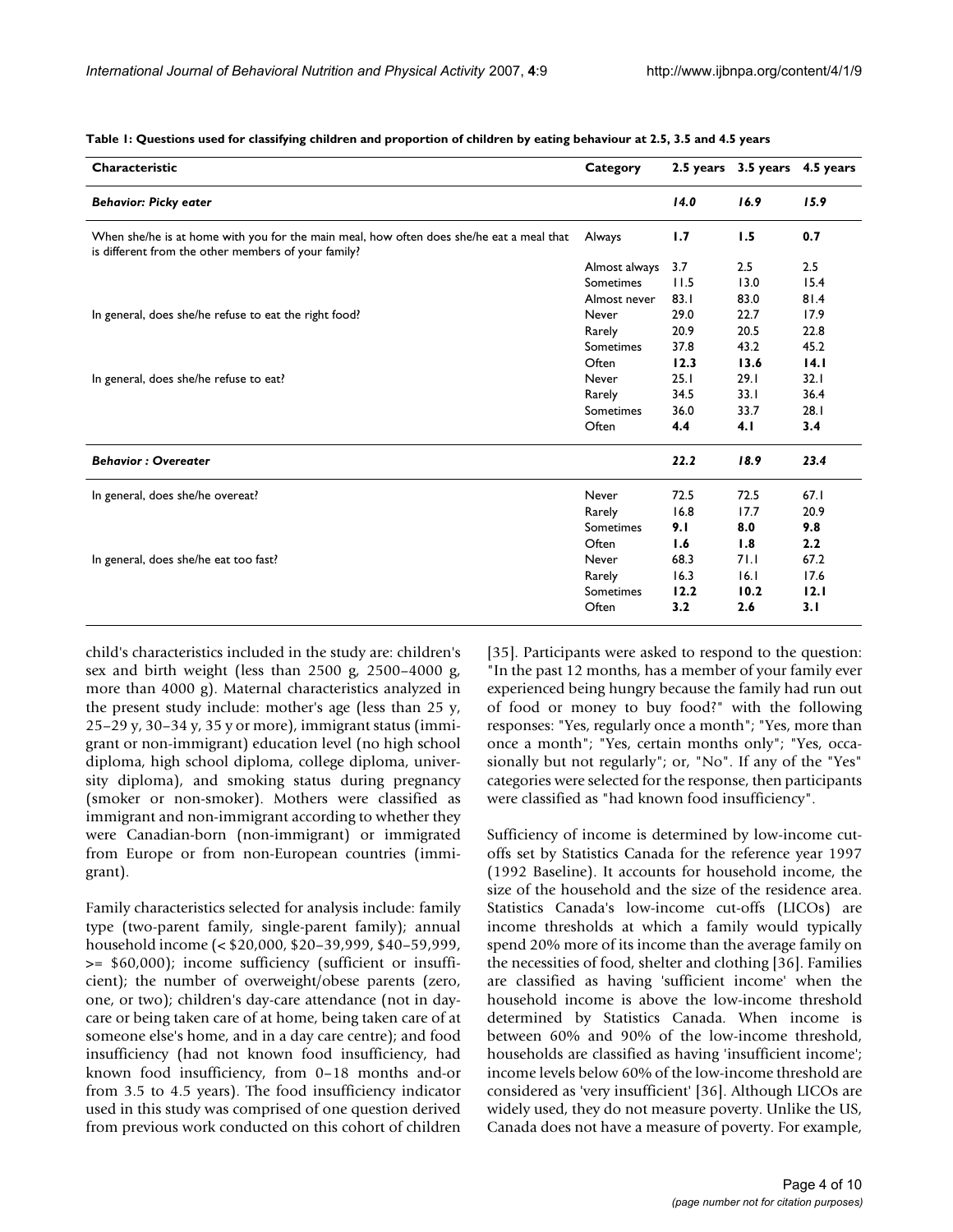**Table 1: Questions used for classifying children and proportion of children by eating behaviour at 2.5, 3.5 and 4.5 years**

| Characteristic | Category | 2.5 years | 3.5 years | 4.5 years |
| --- | --- | --- | --- | --- |
| ***Behavior: Picky eater*** | | ***14.0*** | ***16.9*** | ***15.9*** |
| When she/he is at home with you for the main meal, how often does she/he eat a meal that is different from the other members of your family? | Always | **1.7** | **1.5** | **0.7** |
| | Almost always | 3.7 | 2.5 | 2.5 |
| | Sometimes | 11.5 | 13.0 | 15.4 |
| | Almost never | 83.1 | 83.0 | 81.4 |
| In general, does she/he refuse to eat the right food? | Never | 29.0 | 22.7 | 17.9 |
| | Rarely | 20.9 | 20.5 | 22.8 |
| | Sometimes | 37.8 | 43.2 | 45.2 |
| | Often | **12.3** | **13.6** | **14.1** |
| In general, does she/he refuse to eat? | Never | 25.1 | 29.1 | 32.1 |
| | Rarely | 34.5 | 33.1 | 36.4 |
| | Sometimes | 36.0 | 33.7 | 28.1 |
| | Often | **4.4** | **4.1** | **3.4** |
| ***Behavior : Overeater*** | | ***22.2*** | ***18.9*** | ***23.4*** |
| In general, does she/he overeat? | Never | 72.5 | 72.5 | 67.1 |
| | Rarely | 16.8 | 17.7 | 20.9 |
| | Sometimes | **9.1** | **8.0** | **9.8** |
| | Often | **1.6** | **1.8** | **2.2** |
| In general, does she/he eat too fast? | Never | 68.3 | 71.1 | 67.2 |
| | Rarely | 16.3 | 16.1 | 17.6 |
| | Sometimes | **12.2** | **10.2** | **12.1** |
| | Often | **3.2** | **2.6** | **3.1** |

child's characteristics included in the study are: children's sex and birth weight (less than 2500 g, 2500–4000 g, more than 4000 g). Maternal characteristics analyzed in the present study include: mother's age (less than 25 y, 25–29 y, 30–34 y, 35 y or more), immigrant status (immigrant or non-immigrant) education level (no high school diploma, high school diploma, college diploma, university diploma), and smoking status during pregnancy (smoker or non-smoker). Mothers were classified as immigrant and non-immigrant according to whether they were Canadian-born (non-immigrant) or immigrated from Europe or from non-European countries (immigrant).

Family characteristics selected for analysis include: family type (two-parent family, single-parent family); annual household income (< $20,000, $20–39,999, $40–59,999, >= $60,000); income sufficiency (sufficient or insufficient); the number of overweight/obese parents (zero, one, or two); children's day-care attendance (not in daycare or being taken care of at home, being taken care of at someone else's home, and in a day care centre); and food insufficiency (had not known food insufficiency, had known food insufficiency, from 0–18 months and-or from 3.5 to 4.5 years). The food insufficiency indicator used in this study was comprised of one question derived from previous work conducted on this cohort of children [35]. Participants were asked to respond to the question: "In the past 12 months, has a member of your family ever experienced being hungry because the family had run out of food or money to buy food?" with the following responses: "Yes, regularly once a month"; "Yes, more than once a month"; "Yes, certain months only"; "Yes, occasionally but not regularly"; or, "No". If any of the "Yes" categories were selected for the response, then participants were classified as "had known food insufficiency".

Sufficiency of income is determined by low-income cut-offs set by Statistics Canada for the reference year 1997 (1992 Baseline). It accounts for household income, the size of the household and the size of the residence area. Statistics Canada's low-income cut-offs (LICOs) are income thresholds at which a family would typically spend 20% more of its income than the average family on the necessities of food, shelter and clothing [36]. Families are classified as having 'sufficient income' when the household income is above the low-income threshold determined by Statistics Canada. When income is between 60% and 90% of the low-income threshold, households are classified as having 'insufficient income'; income levels below 60% of the low-income threshold are considered as 'very insufficient' [36]. Although LICOs are widely used, they do not measure poverty. Unlike the US, Canada does not have a measure of poverty. For example,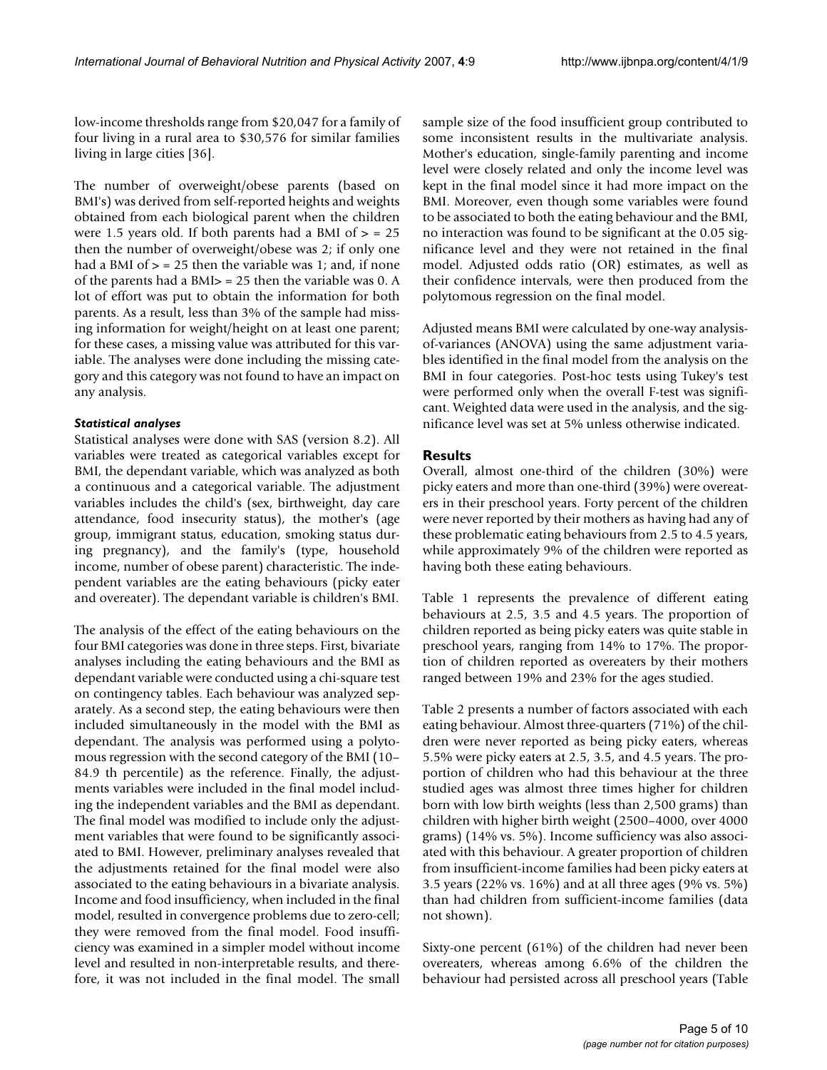low-income thresholds range from $20,047 for a family of four living in a rural area to $30,576 for similar families living in large cities [36].

The number of overweight/obese parents (based on BMI's) was derived from self-reported heights and weights obtained from each biological parent when the children were 1.5 years old. If both parents had a BMI of > = 25 then the number of overweight/obese was 2; if only one had a BMI of > = 25 then the variable was 1; and, if none of the parents had a BMI> = 25 then the variable was 0. A lot of effort was put to obtain the information for both parents. As a result, less than 3% of the sample had missing information for weight/height on at least one parent; for these cases, a missing value was attributed for this variable. The analyses were done including the missing category and this category was not found to have an impact on any analysis.

### *Statistical analyses*

Statistical analyses were done with SAS (version 8.2). All variables were treated as categorical variables except for BMI, the dependant variable, which was analyzed as both a continuous and a categorical variable. The adjustment variables includes the child's (sex, birthweight, day care attendance, food insecurity status), the mother's (age group, immigrant status, education, smoking status during pregnancy), and the family's (type, household income, number of obese parent) characteristic. The independent variables are the eating behaviours (picky eater and overeater). The dependant variable is children's BMI.

The analysis of the effect of the eating behaviours on the four BMI categories was done in three steps. First, bivariate analyses including the eating behaviours and the BMI as dependant variable were conducted using a chi-square test on contingency tables. Each behaviour was analyzed separately. As a second step, the eating behaviours were then included simultaneously in the model with the BMI as dependant. The analysis was performed using a polytomous regression with the second category of the BMI (10–84.9 th percentile) as the reference. Finally, the adjustments variables were included in the final model including the independent variables and the BMI as dependant. The final model was modified to include only the adjustment variables that were found to be significantly associated to BMI. However, preliminary analyses revealed that the adjustments retained for the final model were also associated to the eating behaviours in a bivariate analysis. Income and food insufficiency, when included in the final model, resulted in convergence problems due to zero-cell; they were removed from the final model. Food insufficiency was examined in a simpler model without income level and resulted in non-interpretable results, and therefore, it was not included in the final model. The small sample size of the food insufficient group contributed to some inconsistent results in the multivariate analysis. Mother's education, single-family parenting and income level were closely related and only the income level was kept in the final model since it had more impact on the BMI. Moreover, even though some variables were found to be associated to both the eating behaviour and the BMI, no interaction was found to be significant at the 0.05 significance level and they were not retained in the final model. Adjusted odds ratio (OR) estimates, as well as their confidence intervals, were then produced from the polytomous regression on the final model.

Adjusted means BMI were calculated by one-way analysis-of-variances (ANOVA) using the same adjustment variables identified in the final model from the analysis on the BMI in four categories. Post-hoc tests using Tukey's test were performed only when the overall F-test was significant. Weighted data were used in the analysis, and the significance level was set at 5% unless otherwise indicated.

## Results

Overall, almost one-third of the children (30%) were picky eaters and more than one-third (39%) were overeaters in their preschool years. Forty percent of the children were never reported by their mothers as having had any of these problematic eating behaviours from 2.5 to 4.5 years, while approximately 9% of the children were reported as having both these eating behaviours.

Table 1 represents the prevalence of different eating behaviours at 2.5, 3.5 and 4.5 years. The proportion of children reported as being picky eaters was quite stable in preschool years, ranging from 14% to 17%. The proportion of children reported as overeaters by their mothers ranged between 19% and 23% for the ages studied.

Table 2 presents a number of factors associated with each eating behaviour. Almost three-quarters (71%) of the children were never reported as being picky eaters, whereas 5.5% were picky eaters at 2.5, 3.5, and 4.5 years. The proportion of children who had this behaviour at the three studied ages was almost three times higher for children born with low birth weights (less than 2,500 grams) than children with higher birth weight (2500–4000, over 4000 grams) (14% vs. 5%). Income sufficiency was also associated with this behaviour. A greater proportion of children from insufficient-income families had been picky eaters at 3.5 years (22% vs. 16%) and at all three ages (9% vs. 5%) than had children from sufficient-income families (data not shown).

Sixty-one percent (61%) of the children had never been overeaters, whereas among 6.6% of the children the behaviour had persisted across all preschool years (Table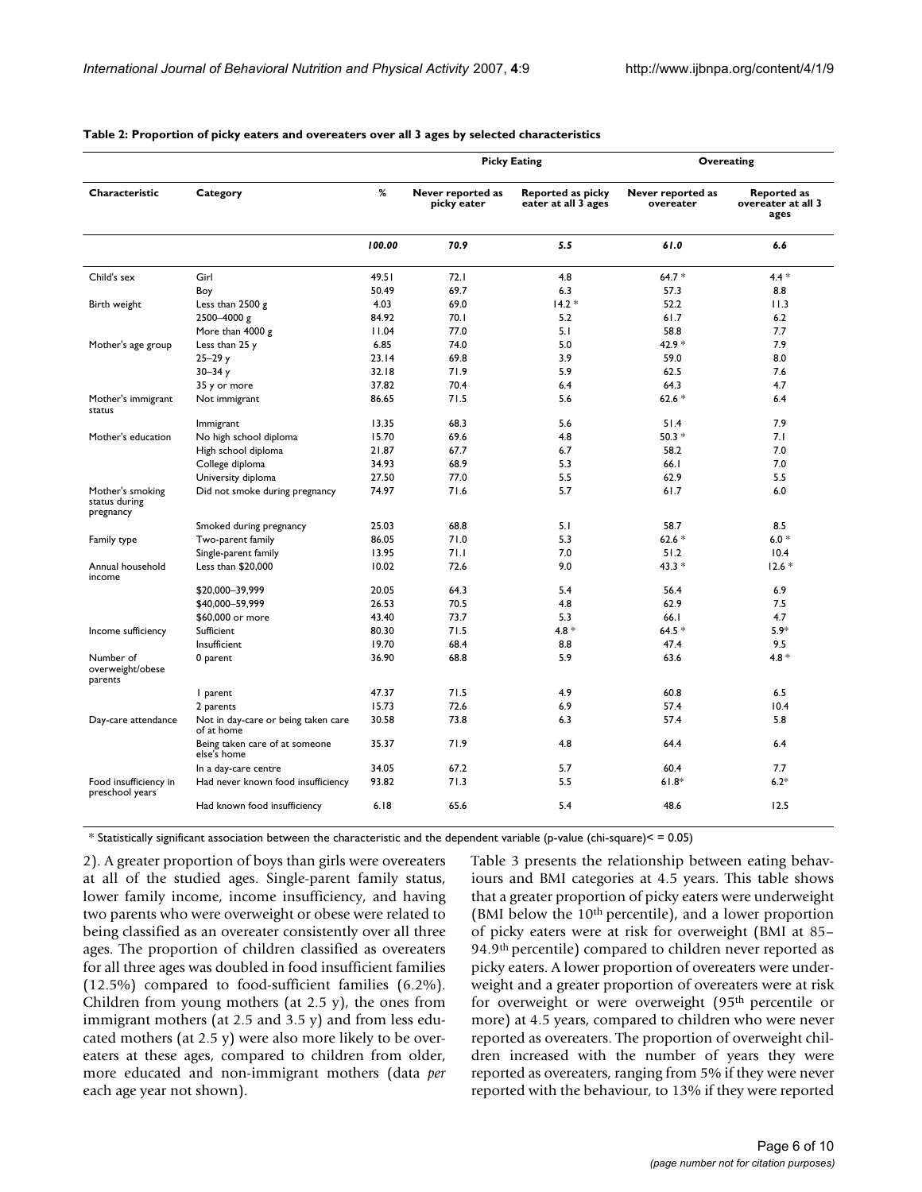**Table 2: Proportion of picky eaters and overeaters over all 3 ages by selected characteristics**

| | | | Picky Eating | | Overeating | |
|---|---|---|---|---|---|---|
| **Characteristic** | **Category** | **%** | **Never reported as picky eater** | **Reported as picky eater at all 3 ages** | **Never reported as overeater** | **Reported as overeater at all 3 ages** |
| | | ***100.00*** | ***70.9*** | ***5.5*** | ***61.0*** | ***6.6*** |
| Child's sex | Girl | 49.51 | 72.1 | 4.8 | 64.7 * | 4.4 * |
| | Boy | 50.49 | 69.7 | 6.3 | 57.3 | 8.8 |
| Birth weight | Less than 2500 g | 4.03 | 69.0 | 14.2 * | 52.2 | 11.3 |
| | 2500–4000 g | 84.92 | 70.1 | 5.2 | 61.7 | 6.2 |
| | More than 4000 g | 11.04 | 77.0 | 5.1 | 58.8 | 7.7 |
| Mother's age group | Less than 25 y | 6.85 | 74.0 | 5.0 | 42.9 * | 7.9 |
| | 25–29 y | 23.14 | 69.8 | 3.9 | 59.0 | 8.0 |
| | 30–34 y | 32.18 | 71.9 | 5.9 | 62.5 | 7.6 |
| | 35 y or more | 37.82 | 70.4 | 6.4 | 64.3 | 4.7 |
| Mother's immigrant status | Not immigrant | 86.65 | 71.5 | 5.6 | 62.6 * | 6.4 |
| | Immigrant | 13.35 | 68.3 | 5.6 | 51.4 | 7.9 |
| Mother's education | No high school diploma | 15.70 | 69.6 | 4.8 | 50.3 * | 7.1 |
| | High school diploma | 21.87 | 67.7 | 6.7 | 58.2 | 7.0 |
| | College diploma | 34.93 | 68.9 | 5.3 | 66.1 | 7.0 |
| | University diploma | 27.50 | 77.0 | 5.5 | 62.9 | 5.5 |
| Mother's smoking status during pregnancy | Did not smoke during pregnancy | 74.97 | 71.6 | 5.7 | 61.7 | 6.0 |
| | Smoked during pregnancy | 25.03 | 68.8 | 5.1 | 58.7 | 8.5 |
| Family type | Two-parent family | 86.05 | 71.0 | 5.3 | 62.6 * | 6.0 * |
| | Single-parent family | 13.95 | 71.1 | 7.0 | 51.2 | 10.4 |
| Annual household income | Less than $20,000 | 10.02 | 72.6 | 9.0 | 43.3 * | 12.6 * |
| | $20,000–39,999 | 20.05 | 64.3 | 5.4 | 56.4 | 6.9 |
| | $40,000–59,999 | 26.53 | 70.5 | 4.8 | 62.9 | 7.5 |
| | $60,000 or more | 43.40 | 73.7 | 5.3 | 66.1 | 4.7 |
| Income sufficiency | Sufficient | 80.30 | 71.5 | 4.8 * | 64.5 * | 5.9* |
| | Insufficient | 19.70 | 68.4 | 8.8 | 47.4 | 9.5 |
| Number of overweight/obese parents | 0 parent | 36.90 | 68.8 | 5.9 | 63.6 | 4.8 * |
| | 1 parent | 47.37 | 71.5 | 4.9 | 60.8 | 6.5 |
| | 2 parents | 15.73 | 72.6 | 6.9 | 57.4 | 10.4 |
| Day-care attendance | Not in day-care or being taken care of at home | 30.58 | 73.8 | 6.3 | 57.4 | 5.8 |
| | Being taken care of at someone else's home | 35.37 | 71.9 | 4.8 | 64.4 | 6.4 |
| | In a day-care centre | 34.05 | 67.2 | 5.7 | 60.4 | 7.7 |
| Food insufficiency in preschool years | Had never known food insufficiency | 93.82 | 71.3 | 5.5 | 61.8* | 6.2* |
| | Had known food insufficiency | 6.18 | 65.6 | 5.4 | 48.6 | 12.5 |

* Statistically significant association between the characteristic and the dependent variable (p-value (chi-square)< = 0.05)

2). A greater proportion of boys than girls were overeaters at all of the studied ages. Single-parent family status, lower family income, income insufficiency, and having two parents who were overweight or obese were related to being classified as an overeater consistently over all three ages. The proportion of children classified as overeaters for all three ages was doubled in food insufficient families (12.5%) compared to food-sufficient families (6.2%). Children from young mothers (at 2.5 y), the ones from immigrant mothers (at 2.5 and 3.5 y) and from less educated mothers (at 2.5 y) were also more likely to be overeaters at these ages, compared to children from older, more educated and non-immigrant mothers (data *per* each age year not shown).

Table 3 presents the relationship between eating behaviours and BMI categories at 4.5 years. This table shows that a greater proportion of picky eaters were underweight (BMI below the 10th percentile), and a lower proportion of picky eaters were at risk for overweight (BMI at 85–94.9th percentile) compared to children never reported as picky eaters. A lower proportion of overeaters were underweight and a greater proportion of overeaters were at risk for overweight or were overweight (95th percentile or more) at 4.5 years, compared to children who were never reported as overeaters. The proportion of overweight children increased with the number of years they were reported as overeaters, ranging from 5% if they were never reported with the behaviour, to 13% if they were reported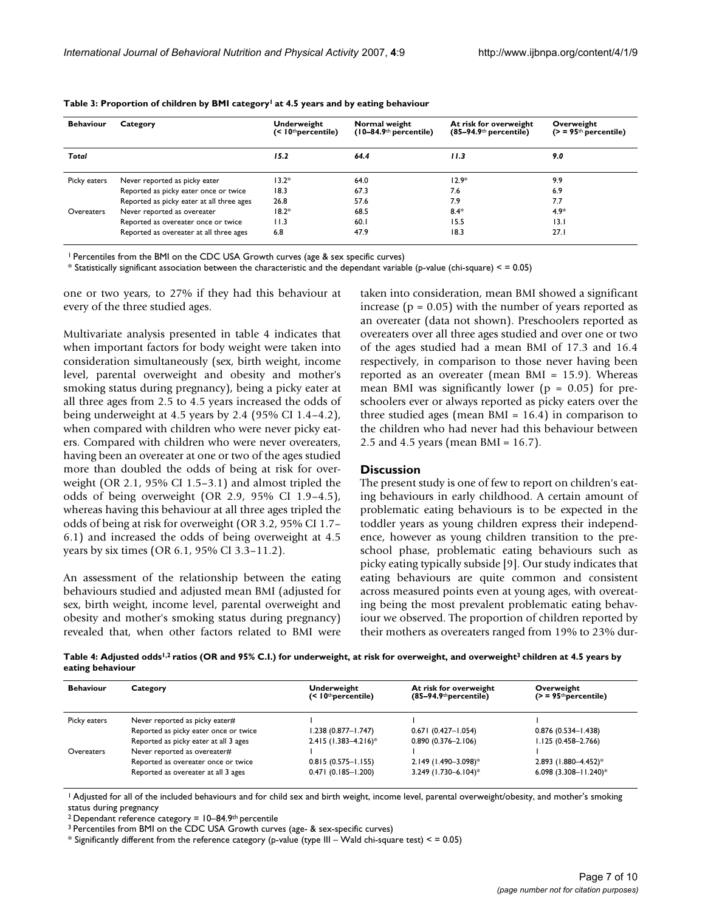**Table 3: Proportion of children by BMI category[1] at 4.5 years and by eating behaviour**

| Behaviour | Category | Underweight (< 10th percentile) | Normal weight (10–84.9th percentile) | At risk for overweight (85–94.9th percentile) | Overweight (> = 95th percentile) |
|---|---|---|---|---|---|
| ***Total*** | | ***15.2*** | ***64.4*** | ***11.3*** | ***9.0*** |
| Picky eaters | Never reported as picky eater | 13.2* | 64.0 | 12.9* | 9.9 |
| | Reported as picky eater once or twice | 18.3 | 67.3 | 7.6 | 6.9 |
| | Reported as picky eater at all three ages | 26.8 | 57.6 | 7.9 | 7.7 |
| Overeaters | Never reported as overeater | 18.2* | 68.5 | 8.4* | 4.9* |
| | Reported as overeater once or twice | 11.3 | 60.1 | 15.5 | 13.1 |
| | Reported as overeater at all three ages | 6.8 | 47.9 | 18.3 | 27.1 |

[1] Percentiles from the BMI on the CDC USA Growth curves (age & sex specific curves)

* Statistically significant association between the characteristic and the dependant variable (p-value (chi-square) < = 0.05)

one or two years, to 27% if they had this behaviour at every of the three studied ages.

Multivariate analysis presented in table 4 indicates that when important factors for body weight were taken into consideration simultaneously (sex, birth weight, income level, parental overweight and obesity and mother's smoking status during pregnancy), being a picky eater at all three ages from 2.5 to 4.5 years increased the odds of being underweight at 4.5 years by 2.4 (95% CI 1.4–4.2), when compared with children who were never picky eaters. Compared with children who were never overeaters, having been an overeater at one or two of the ages studied more than doubled the odds of being at risk for overweight (OR 2.1, 95% CI 1.5–3.1) and almost tripled the odds of being overweight (OR 2.9, 95% CI 1.9–4.5), whereas having this behaviour at all three ages tripled the odds of being at risk for overweight (OR 3.2, 95% CI 1.7–6.1) and increased the odds of being overweight at 4.5 years by six times (OR 6.1, 95% CI 3.3–11.2).

An assessment of the relationship between the eating behaviours studied and adjusted mean BMI (adjusted for sex, birth weight, income level, parental overweight and obesity and mother's smoking status during pregnancy) revealed that, when other factors related to BMI were taken into consideration, mean BMI showed a significant increase ($p = 0.05$) with the number of years reported as an overeater (data not shown). Preschoolers reported as overeaters over all three ages studied and over one or two of the ages studied had a mean BMI of 17.3 and 16.4 respectively, in comparison to those never having been reported as an overeater (mean BMI = 15.9). Whereas mean BMI was significantly lower ($p = 0.05$) for preschoolers ever or always reported as picky eaters over the three studied ages (mean BMI = 16.4) in comparison to the children who had never had this behaviour between 2.5 and 4.5 years (mean BMI = 16.7).

## Discussion

The present study is one of few to report on children's eating behaviours in early childhood. A certain amount of problematic eating behaviours is to be expected in the toddler years as young children express their independence, however as young children transition to the preschool phase, problematic eating behaviours such as picky eating typically subside [9]. Our study indicates that eating behaviours are quite common and consistent across measured points even at young ages, with overeating being the most prevalent problematic eating behaviour we observed. The proportion of children reported by their mothers as overeaters ranged from 19% to 23% dur-

**Table 4: Adjusted odds[1,2] ratios (OR and 95% C.I.) for underweight, at risk for overweight, and overweight[3] children at 4.5 years by eating behaviour**

| Behaviour | Category | Underweight (< 10th percentile) | At risk for overweight (85–94.9th percentile) | Overweight (> = 95th percentile) |
|---|---|---|---|---|
| Picky eaters | Never reported as picky eater# | 1 | 1 | 1 |
| | Reported as picky eater once or twice | 1.238 (0.877–1.747) | 0.671 (0.427–1.054) | 0.876 (0.534–1.438) |
| | Reported as picky eater at all 3 ages | 2.415 (1.383–4.216)* | 0.890 (0.376–2.106) | 1.125 (0.458–2.766) |
| Overeaters | Never reported as overeater# | 1 | 1 | 1 |
| | Reported as overeater once or twice | 0.815 (0.575–1.155) | 2.149 (1.490–3.098)* | 2.893 (1.880–4.452)* |
| | Reported as overeater at all 3 ages | 0.471 (0.185–1.200) | 3.249 (1.730–6.104)* | 6.098 (3.308–11.240)* |

[1] Adjusted for all of the included behaviours and for child sex and birth weight, income level, parental overweight/obesity, and mother's smoking status during pregnancy

[2] Dependant reference category = 10–84.9th percentile

[3] Percentiles from BMI on the CDC USA Growth curves (age- & sex-specific curves)

* Significantly different from the reference category (p-value (type III – Wald chi-square test) < = 0.05)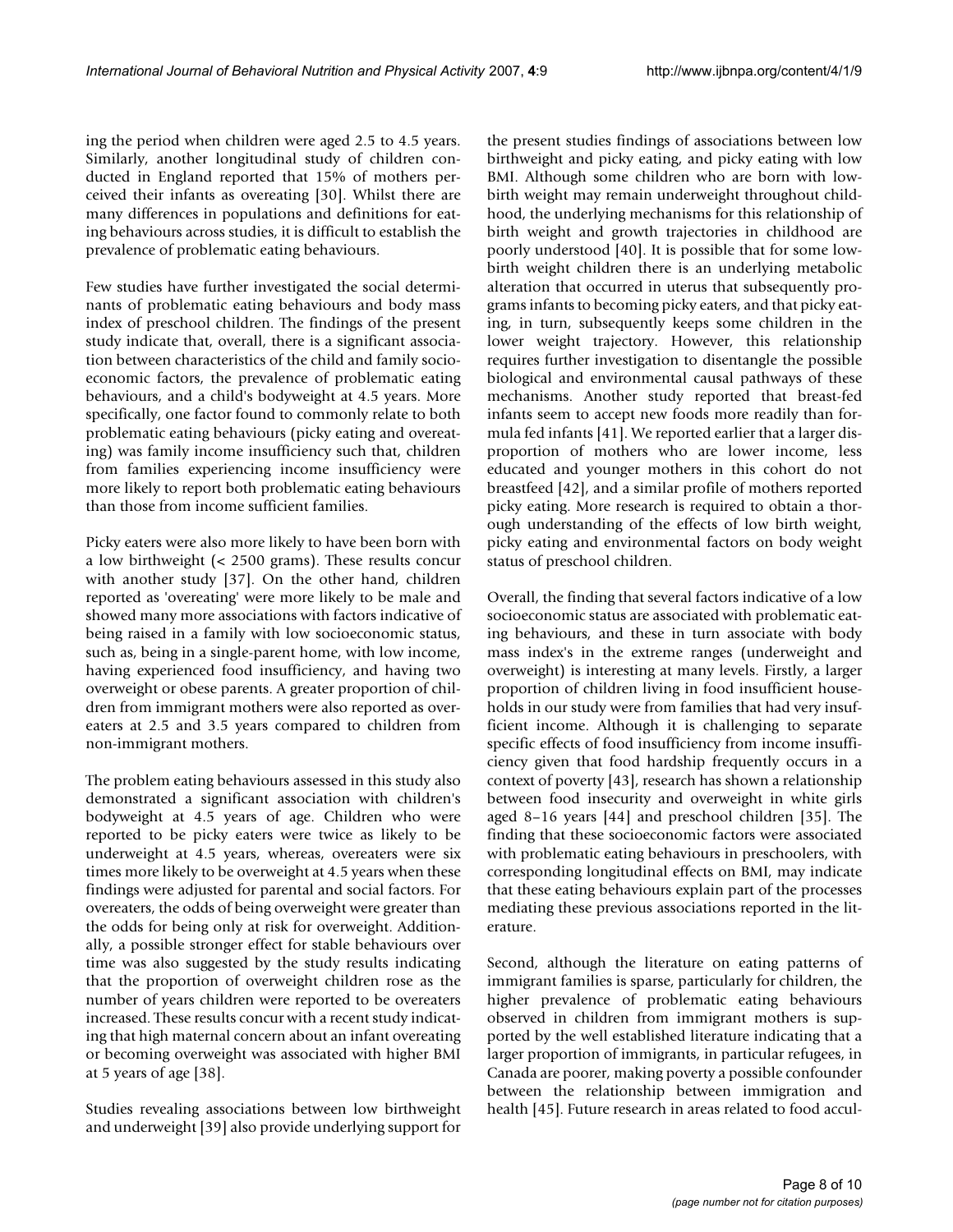ing the period when children were aged 2.5 to 4.5 years. Similarly, another longitudinal study of children conducted in England reported that 15% of mothers perceived their infants as overeating [30]. Whilst there are many differences in populations and definitions for eating behaviours across studies, it is difficult to establish the prevalence of problematic eating behaviours.

Few studies have further investigated the social determinants of problematic eating behaviours and body mass index of preschool children. The findings of the present study indicate that, overall, there is a significant association between characteristics of the child and family socioeconomic factors, the prevalence of problematic eating behaviours, and a child's bodyweight at 4.5 years. More specifically, one factor found to commonly relate to both problematic eating behaviours (picky eating and overeating) was family income insufficiency such that, children from families experiencing income insufficiency were more likely to report both problematic eating behaviours than those from income sufficient families.

Picky eaters were also more likely to have been born with a low birthweight (< 2500 grams). These results concur with another study [37]. On the other hand, children reported as 'overeating' were more likely to be male and showed many more associations with factors indicative of being raised in a family with low socioeconomic status, such as, being in a single-parent home, with low income, having experienced food insufficiency, and having two overweight or obese parents. A greater proportion of children from immigrant mothers were also reported as overeaters at 2.5 and 3.5 years compared to children from non-immigrant mothers.

The problem eating behaviours assessed in this study also demonstrated a significant association with children's bodyweight at 4.5 years of age. Children who were reported to be picky eaters were twice as likely to be underweight at 4.5 years, whereas, overeaters were six times more likely to be overweight at 4.5 years when these findings were adjusted for parental and social factors. For overeaters, the odds of being overweight were greater than the odds for being only at risk for overweight. Additionally, a possible stronger effect for stable behaviours over time was also suggested by the study results indicating that the proportion of overweight children rose as the number of years children were reported to be overeaters increased. These results concur with a recent study indicating that high maternal concern about an infant overeating or becoming overweight was associated with higher BMI at 5 years of age [38].

Studies revealing associations between low birthweight and underweight [39] also provide underlying support for the present studies findings of associations between low birthweight and picky eating, and picky eating with low BMI. Although some children who are born with low-birth weight may remain underweight throughout childhood, the underlying mechanisms for this relationship of birth weight and growth trajectories in childhood are poorly understood [40]. It is possible that for some low-birth weight children there is an underlying metabolic alteration that occurred in uterus that subsequently programs infants to becoming picky eaters, and that picky eating, in turn, subsequently keeps some children in the lower weight trajectory. However, this relationship requires further investigation to disentangle the possible biological and environmental causal pathways of these mechanisms. Another study reported that breast-fed infants seem to accept new foods more readily than formula fed infants [41]. We reported earlier that a larger disproportion of mothers who are lower income, less educated and younger mothers in this cohort do not breastfeed [42], and a similar profile of mothers reported picky eating. More research is required to obtain a thorough understanding of the effects of low birth weight, picky eating and environmental factors on body weight status of preschool children.

Overall, the finding that several factors indicative of a low socioeconomic status are associated with problematic eating behaviours, and these in turn associate with body mass index's in the extreme ranges (underweight and overweight) is interesting at many levels. Firstly, a larger proportion of children living in food insufficient households in our study were from families that had very insufficient income. Although it is challenging to separate specific effects of food insufficiency from income insufficiency given that food hardship frequently occurs in a context of poverty [43], research has shown a relationship between food insecurity and overweight in white girls aged 8–16 years [44] and preschool children [35]. The finding that these socioeconomic factors were associated with problematic eating behaviours in preschoolers, with corresponding longitudinal effects on BMI, may indicate that these eating behaviours explain part of the processes mediating these previous associations reported in the literature.

Second, although the literature on eating patterns of immigrant families is sparse, particularly for children, the higher prevalence of problematic eating behaviours observed in children from immigrant mothers is supported by the well established literature indicating that a larger proportion of immigrants, in particular refugees, in Canada are poorer, making poverty a possible confounder between the relationship between immigration and health [45]. Future research in areas related to food accul-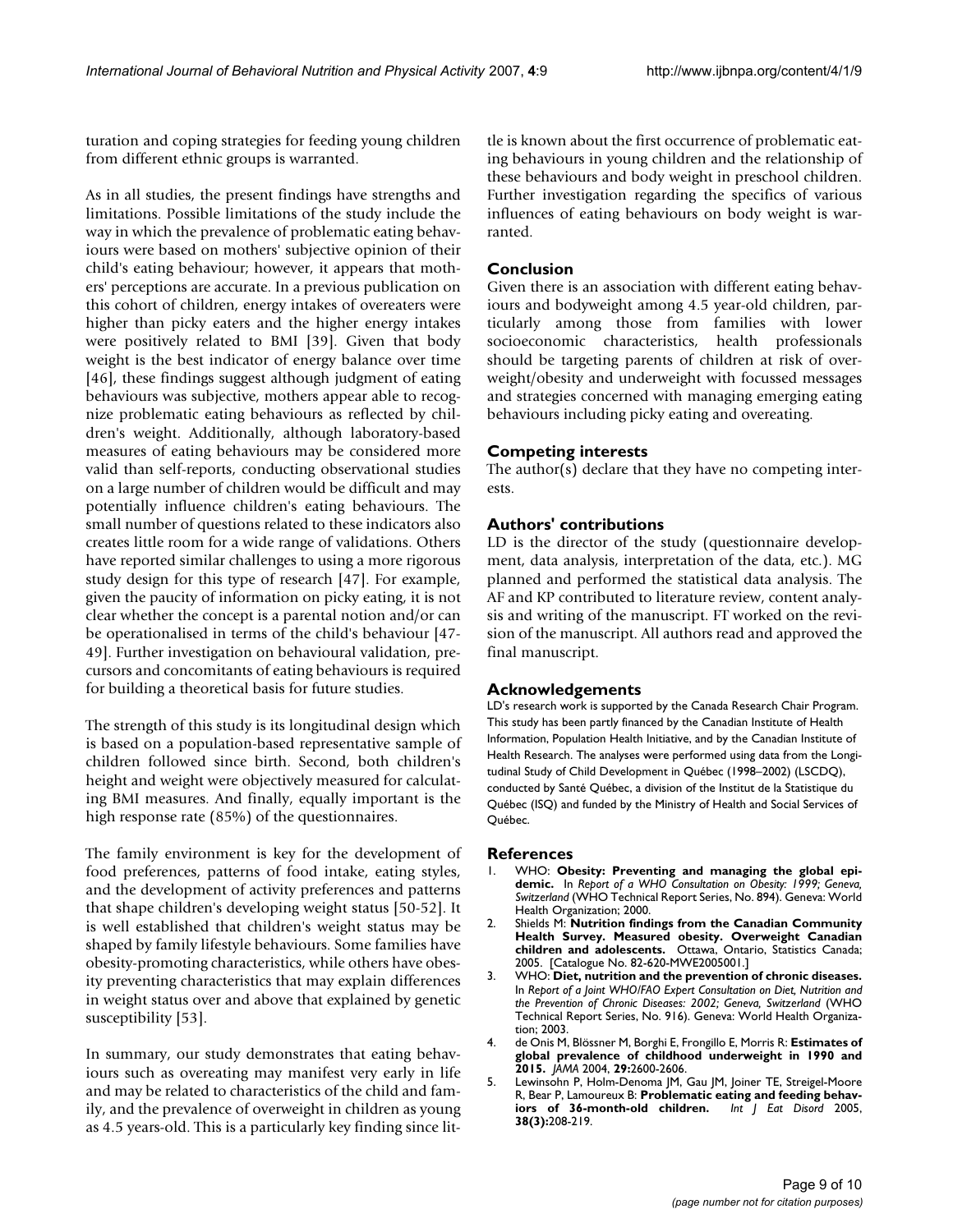turation and coping strategies for feeding young children from different ethnic groups is warranted.

As in all studies, the present findings have strengths and limitations. Possible limitations of the study include the way in which the prevalence of problematic eating behaviours were based on mothers' subjective opinion of their child's eating behaviour; however, it appears that mothers' perceptions are accurate. In a previous publication on this cohort of children, energy intakes of overeaters were higher than picky eaters and the higher energy intakes were positively related to BMI [39]. Given that body weight is the best indicator of energy balance over time [46], these findings suggest although judgment of eating behaviours was subjective, mothers appear able to recognize problematic eating behaviours as reflected by children's weight. Additionally, although laboratory-based measures of eating behaviours may be considered more valid than self-reports, conducting observational studies on a large number of children would be difficult and may potentially influence children's eating behaviours. The small number of questions related to these indicators also creates little room for a wide range of validations. Others have reported similar challenges to using a more rigorous study design for this type of research [47]. For example, given the paucity of information on picky eating, it is not clear whether the concept is a parental notion and/or can be operationalised in terms of the child's behaviour [47-49]. Further investigation on behavioural validation, precursors and concomitants of eating behaviours is required for building a theoretical basis for future studies.

The strength of this study is its longitudinal design which is based on a population-based representative sample of children followed since birth. Second, both children's height and weight were objectively measured for calculating BMI measures. And finally, equally important is the high response rate (85%) of the questionnaires.

The family environment is key for the development of food preferences, patterns of food intake, eating styles, and the development of activity preferences and patterns that shape children's developing weight status [50-52]. It is well established that children's weight status may be shaped by family lifestyle behaviours. Some families have obesity-promoting characteristics, while others have obesity preventing characteristics that may explain differences in weight status over and above that explained by genetic susceptibility [53].

In summary, our study demonstrates that eating behaviours such as overeating may manifest very early in life and may be related to characteristics of the child and family, and the prevalence of overweight in children as young as 4.5 years-old. This is a particularly key finding since little is known about the first occurrence of problematic eating behaviours in young children and the relationship of these behaviours and body weight in preschool children. Further investigation regarding the specifics of various influences of eating behaviours on body weight is warranted.

## Conclusion

Given there is an association with different eating behaviours and bodyweight among 4.5 year-old children, particularly among those from families with lower socioeconomic characteristics, health professionals should be targeting parents of children at risk of overweight/obesity and underweight with focussed messages and strategies concerned with managing emerging eating behaviours including picky eating and overeating.

## Competing interests

The author(s) declare that they have no competing interests.

## Authors' contributions

LD is the director of the study (questionnaire development, data analysis, interpretation of the data, etc.). MG planned and performed the statistical data analysis. The AF and KP contributed to literature review, content analysis and writing of the manuscript. FT worked on the revision of the manuscript. All authors read and approved the final manuscript.

## Acknowledgements

LD's research work is supported by the Canada Research Chair Program. This study has been partly financed by the Canadian Institute of Health Information, Population Health Initiative, and by the Canadian Institute of Health Research. The analyses were performed using data from the Longitudinal Study of Child Development in Québec (1998–2002) (LSCDQ), conducted by Santé Québec, a division of the Institut de la Statistique du Québec (ISQ) and funded by the Ministry of Health and Social Services of Québec.

## References

1. WHO: **Obesity: Preventing and managing the global epidemic.** In *Report of a WHO Consultation on Obesity: 1999; Geneva, Switzerland* (WHO Technical Report Series, No. 894). Geneva: World Health Organization; 2000.
2. Shields M: **Nutrition findings from the Canadian Community Health Survey. Measured obesity. Overweight Canadian children and adolescents.** Ottawa, Ontario, Statistics Canada; 2005. [Catalogue No. 82-620-MWE2005001.]
3. WHO: **Diet, nutrition and the prevention of chronic diseases.** In *Report of a Joint WHO/FAO Expert Consultation on Diet, Nutrition and the Prevention of Chronic Diseases: 2002; Geneva, Switzerland* (WHO Technical Report Series, No. 916). Geneva: World Health Organization; 2003.
4. de Onis M, Blössner M, Borghi E, Frongillo E, Morris R: **Estimates of global prevalence of childhood underweight in 1990 and 2015.** *JAMA* 2004, **29:**2600-2606.
5. Lewinsohn P, Holm-Denoma JM, Gau JM, Joiner TE, Streigel-Moore R, Bear P, Lamoureux B: **Problematic eating and feeding behaviors of 36-month-old children.** *Int J Eat Disord* 2005, **38(3):**208-219.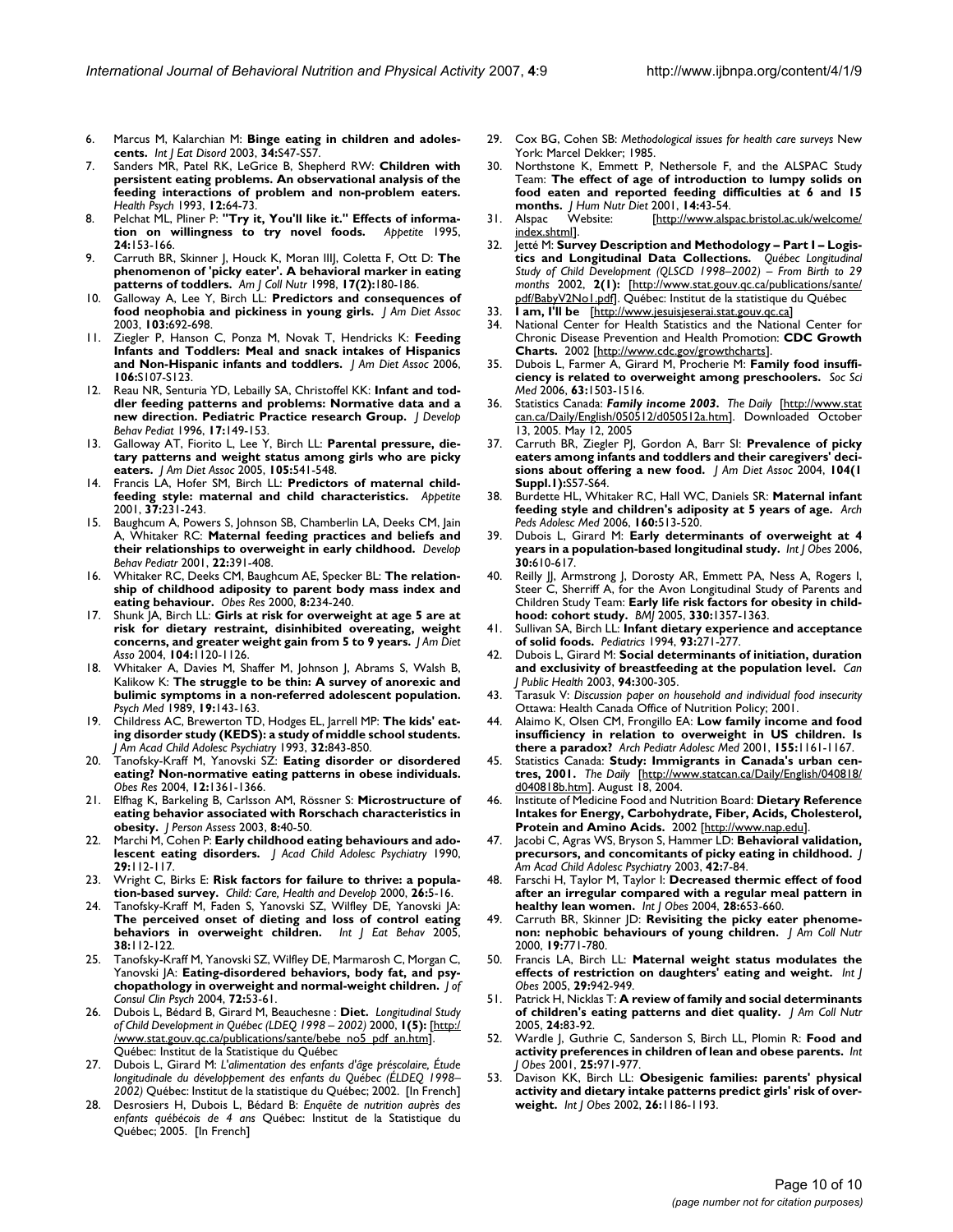6. Marcus M, Kalarchian M: **Binge eating in children and adolescents.** *Int J Eat Disord* 2003, **34:**S47-S57.
7. Sanders MR, Patel RK, LeGrice B, Shepherd RW: **Children with persistent eating problems. An observational analysis of the feeding interactions of problem and non-problem eaters.** *Health Psych* 1993, **12:**64-73.
8. Pelchat ML, Pliner P: **"Try it, You'll like it." Effects of information on willingness to try novel foods.** *Appetite* 1995, **24:**153-166.
9. Carruth BR, Skinner J, Houck K, Moran IIIJ, Coletta F, Ott D: **The phenomenon of 'picky eater'. A behavioral marker in eating patterns of toddlers.** *Am J Coll Nutr* 1998, **17(2):**180-186.
10. Galloway A, Lee Y, Birch LL: **Predictors and consequences of food neophobia and pickiness in young girls.** *J Am Diet Assoc* 2003, **103:**692-698.
11. Ziegler P, Hanson C, Ponza M, Novak T, Hendricks K: **Feeding Infants and Toddlers: Meal and snack intakes of Hispanics and Non-Hispanic infants and toddlers.** *J Am Diet Assoc* 2006, **106:**S107-S123.
12. Reau NR, Senturia YD, Lebailly SA, Christoffel KK: **Infant and toddler feeding patterns and problems: Normative data and a new direction. Pediatric Practice research Group.** *J Develop Behav Pediat* 1996, **17:**149-153.
13. Galloway AT, Fiorito L, Lee Y, Birch LL: **Parental pressure, dietary patterns and weight status among girls who are picky eaters.** *J Am Diet Assoc* 2005, **105:**541-548.
14. Francis LA, Hofer SM, Birch LL: **Predictors of maternal child-feeding style: maternal and child characteristics.** *Appetite* 2001, **37:**231-243.
15. Baughcum A, Powers S, Johnson SB, Chamberlin LA, Deeks CM, Jain A, Whitaker RC: **Maternal feeding practices and beliefs and their relationships to overweight in early childhood.** *Develop Behav Pediatr* 2001, **22:**391-408.
16. Whitaker RC, Deeks CM, Baughcum AE, Specker BL: **The relationship of childhood adiposity to parent body mass index and eating behaviour.** *Obes Res* 2000, **8:**234-240.
17. Shunk JA, Birch LL: **Girls at risk for overweight at age 5 are at risk for dietary restraint, disinhibited overeating, weight concerns, and greater weight gain from 5 to 9 years.** *J Am Diet Asso* 2004, **104:**1120-1126.
18. Whitaker A, Davies M, Shaffer M, Johnson J, Abrams S, Walsh B, Kalikow K: **The struggle to be thin: A survey of anorexic and bulimic symptoms in a non-referred adolescent population.** *Psych Med* 1989, **19:**143-163.
19. Childress AC, Brewerton TD, Hodges EL, Jarrell MP: **The kids' eating disorder study (KEDS): a study of middle school students.** *J Am Acad Child Adolesc Psychiatry* 1993, **32:**843-850.
20. Tanofsky-Kraff M, Yanovski SZ: **Eating disorder or disordered eating? Non-normative eating patterns in obese individuals.** *Obes Res* 2004, **12:**1361-1366.
21. Elfhag K, Barkeling B, Carlsson AM, Rössner S: **Microstructure of eating behavior associated with Rorschach characteristics in obesity.** *J Person Assess* 2003, **8:**40-50.
22. Marchi M, Cohen P: **Early childhood eating behaviours and adolescent eating disorders.** *J Acad Child Adolesc Psychiatry* 1990, **29:**112-117.
23. Wright C, Birks E: **Risk factors for failure to thrive: a population-based survey.** *Child: Care, Health and Develop* 2000, **26:**5-16.
24. Tanofsky-Kraff M, Faden S, Yanovski SZ, Wilfley DE, Yanovski JA: **The perceived onset of dieting and loss of control eating behaviors in overweight children.** *Int J Eat Behav* 2005, **38:**112-122.
25. Tanofsky-Kraff M, Yanovski SZ, Wilfley DE, Marmarosh C, Morgan C, Yanovski JA: **Eating-disordered behaviors, body fat, and psychopathology in overweight and normal-weight children.** *J of Consul Clin Psych* 2004, **72:**53-61.
26. Dubois L, Bédard B, Girard M, Beauchesne : **Diet.** *Longitudinal Study of Child Development in Québec (LDEQ 1998 – 2002)* 2000, **1(5):** [http://www.stat.gouv.qc.ca/publications/sante/bebe_no5_pdf_an.htm]. Québec: Institut de la Statistique du Québec
27. Dubois L, Girard M: *L'alimentation des enfants d'âge préscolaire, Étude longitudinale du développement des enfants du Québec (ÉLDEQ 1998–2002)* Québec: Institut de la statistique du Québec; 2002. [In French]
28. Desrosiers H, Dubois L, Bédard B: *Enquête de nutrition auprès des enfants québécois de 4 ans* Québec: Institut de la Statistique du Québec; 2005. [In French]
29. Cox BG, Cohen SB: *Methodological issues for health care surveys* New York: Marcel Dekker; 1985.
30. Northstone K, Emmett P, Nethersole F, and the ALSPAC Study Team: **The effect of age of introduction to lumpy solids on food eaten and reported feeding difficulties at 6 and 15 months.** *J Hum Nutr Diet* 2001, **14:**43-54.
31. Alspac Website: [http://www.alspac.bristol.ac.uk/welcome/index.shtml].
32. Jetté M: **Survey Description and Methodology – Part I – Logistics and Longitudinal Data Collections.** *Québec Longitudinal Study of Child Development (QLSCD 1998–2002) – From Birth to 29 months* 2002, **2(1):** [http://www.stat.gouv.qc.ca/publications/sante/pdf/BabyV2No1.pdf]. Québec: Institut de la statistique du Québec
33. **I am, I'll be** [http://www.jesuisjeserai.stat.gouv.qc.ca]
34. National Center for Health Statistics and the National Center for Chronic Disease Prevention and Health Promotion: **CDC Growth Charts.** 2002 [http://www.cdc.gov/growthcharts].
35. Dubois L, Farmer A, Girard M, Procherie M: **Family food insufficiency is related to overweight among preschoolers.** *Soc Sci Med* 2006, **63:**1503-1516.
36. Statistics Canada: ***Family income 2003.*** *The Daily* [http://www.statcan.ca/Daily/English/050512/d050512a.htm]. Downloaded October 13, 2005. May 12, 2005
37. Carruth BR, Ziegler PJ, Gordon A, Barr SI: **Prevalence of picky eaters among infants and toddlers and their caregivers' decisions about offering a new food.** *J Am Diet Assoc* 2004, **104(1 Suppl.1):**S57-S64.
38. Burdette HL, Whitaker RC, Hall WC, Daniels SR: **Maternal infant feeding style and children's adiposity at 5 years of age.** *Arch Peds Adolesc Med* 2006, **160:**513-520.
39. Dubois L, Girard M: **Early determinants of overweight at 4 years in a population-based longitudinal study.** *Int J Obes* 2006, **30:**610-617.
40. Reilly JJ, Armstrong J, Dorosty AR, Emmett PA, Ness A, Rogers I, Steer C, Sherriff A, for the Avon Longitudinal Study of Parents and Children Study Team: **Early life risk factors for obesity in childhood: cohort study.** *BMJ* 2005, **330:**1357-1363.
41. Sullivan SA, Birch LL: **Infant dietary experience and acceptance of solid foods.** *Pediatrics* 1994, **93:**271-277.
42. Dubois L, Girard M: **Social determinants of initiation, duration and exclusivity of breastfeeding at the population level.** *Can J Public Health* 2003, **94:**300-305.
43. Tarasuk V: *Discussion paper on household and individual food insecurity* Ottawa: Health Canada Office of Nutrition Policy; 2001.
44. Alaimo K, Olsen CM, Frongillo EA: **Low family income and food insufficiency in relation to overweight in US children. Is there a paradox?** *Arch Pediatr Adolesc Med* 2001, **155:**1161-1167.
45. Statistics Canada: **Study: Immigrants in Canada's urban centres, 2001.** *The Daily* [http://www.statcan.ca/Daily/English/040818/d040818b.htm]. August 18, 2004.
46. Institute of Medicine Food and Nutrition Board: **Dietary Reference Intakes for Energy, Carbohydrate, Fiber, Acids, Cholesterol, Protein and Amino Acids.** 2002 [http://www.nap.edu].
47. Jacobi C, Agras WS, Bryson S, Hammer LD: **Behavioral validation, precursors, and concomitants of picky eating in childhood.** *J Am Acad Child Adolesc Psychiatry* 2003, **42:**7-84.
48. Farschi H, Taylor M, Taylor I: **Decreased thermic effect of food after an irregular compared with a regular meal pattern in healthy lean women.** *Int J Obes* 2004, **28:**653-660.
49. Carruth BR, Skinner JD: **Revisiting the picky eater phenomenon: nephobic behaviours of young children.** *J Am Coll Nutr* 2000, **19:**771-780.
50. Francis LA, Birch LL: **Maternal weight status modulates the effects of restriction on daughters' eating and weight.** *Int J Obes* 2005, **29:**942-949.
51. Patrick H, Nicklas T: **A review of family and social determinants of children's eating patterns and diet quality.** *J Am Coll Nutr* 2005, **24:**83-92.
52. Wardle J, Guthrie C, Sanderson S, Birch LL, Plomin R: **Food and activity preferences in children of lean and obese parents.** *Int J Obes* 2001, **25:**971-977.
53. Davison KK, Birch LL: **Obesigenic families: parents' physical activity and dietary intake patterns predict girls' risk of overweight.** *Int J Obes* 2002, **26:**1186-1193.